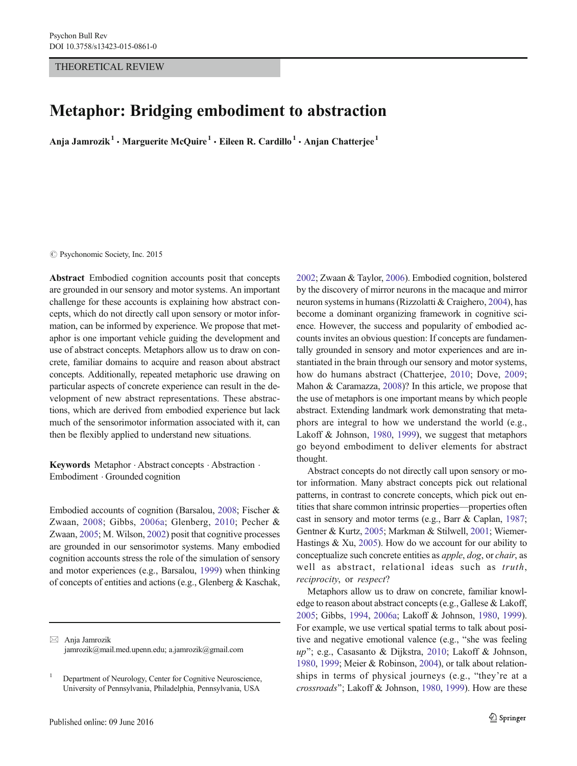THEORETICAL REVIEW

# Metaphor: Bridging embodiment to abstraction

**Anja Jamrozik[1] · Marguerite McQuire[1] · Eileen R. Cardillo[1] · Anjan Chatterjee[1]**

© Psychonomic Society, Inc. 2015

**Abstract** Embodied cognition accounts posit that concepts are grounded in our sensory and motor systems. An important challenge for these accounts is explaining how abstract concepts, which do not directly call upon sensory or motor information, can be informed by experience. We propose that metaphor is one important vehicle guiding the development and use of abstract concepts. Metaphors allow us to draw on concrete, familiar domains to acquire and reason about abstract concepts. Additionally, repeated metaphoric use drawing on particular aspects of concrete experience can result in the development of new abstract representations. These abstractions, which are derived from embodied experience but lack much of the sensorimotor information associated with it, can then be flexibly applied to understand new situations.

**Keywords** Metaphor · Abstract concepts · Abstraction · Embodiment · Grounded cognition

Embodied accounts of cognition (Barsalou, 2008; Fischer & Zwaan, 2008; Gibbs, 2006a; Glenberg, 2010; Pecher & Zwaan, 2005; M. Wilson, 2002) posit that cognitive processes are grounded in our sensorimotor systems. Many embodied cognition accounts stress the role of the simulation of sensory and motor experiences (e.g., Barsalou, 1999) when thinking of concepts of entities and actions (e.g., Glenberg & Kaschak, 2002; Zwaan & Taylor, 2006). Embodied cognition, bolstered by the discovery of mirror neurons in the macaque and mirror neuron systems in humans (Rizzolatti & Craighero, 2004), has become a dominant organizing framework in cognitive science. However, the success and popularity of embodied accounts invites an obvious question: If concepts are fundamentally grounded in sensory and motor experiences and are instantiated in the brain through our sensory and motor systems, how do humans abstract (Chatterjee, 2010; Dove, 2009; Mahon & Caramazza, 2008)? In this article, we propose that the use of metaphors is one important means by which people abstract. Extending landmark work demonstrating that metaphors are integral to how we understand the world (e.g., Lakoff & Johnson, 1980, 1999), we suggest that metaphors go beyond embodiment to deliver elements for abstract thought.

Abstract concepts do not directly call upon sensory or motor information. Many abstract concepts pick out relational patterns, in contrast to concrete concepts, which pick out entities that share common intrinsic properties—properties often cast in sensory and motor terms (e.g., Barr & Caplan, 1987; Gentner & Kurtz, 2005; Markman & Stilwell, 2001; Wiemer-Hastings & Xu, 2005). How do we account for our ability to conceptualize such concrete entities as *apple*, *dog*, or *chair*, as well as abstract, relational ideas such as *truth*, *reciprocity*, or *respect*?

Metaphors allow us to draw on concrete, familiar knowledge to reason about abstract concepts (e.g., Gallese & Lakoff, 2005; Gibbs, 1994, 2006a; Lakoff & Johnson, 1980, 1999). For example, we use vertical spatial terms to talk about positive and negative emotional valence (e.g., "she was feeling *up*"; e.g., Casasanto & Dijkstra, 2010; Lakoff & Johnson, 1980, 1999; Meier & Robinson, 2004), or talk about relationships in terms of physical journeys (e.g., "they're at a *crossroads*"; Lakoff & Johnson, 1980, 1999). How are these

✉ Anja Jamrozik
jamrozik@mail.med.upenn.edu; a.jamrozik@gmail.com

[1] Department of Neurology, Center for Cognitive Neuroscience, University of Pennsylvania, Philadelphia, Pennsylvania, USA

Published online: 09 June 2016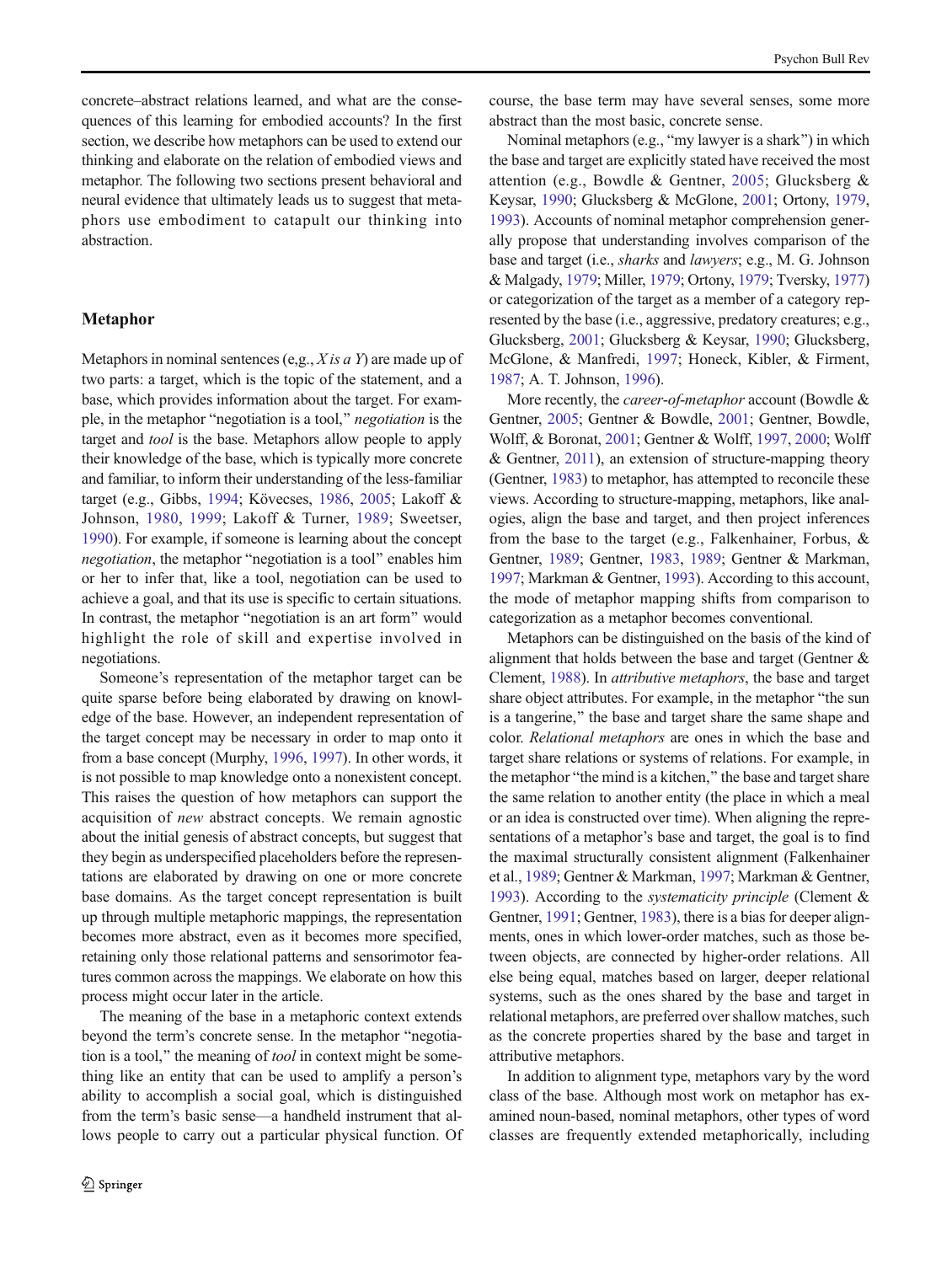concrete–abstract relations learned, and what are the consequences of this learning for embodied accounts? In the first section, we describe how metaphors can be used to extend our thinking and elaborate on the relation of embodied views and metaphor. The following two sections present behavioral and neural evidence that ultimately leads us to suggest that metaphors use embodiment to catapult our thinking into abstraction.

## Metaphor

Metaphors in nominal sentences (e,g., *X is a Y*) are made up of two parts: a target, which is the topic of the statement, and a base, which provides information about the target. For example, in the metaphor "negotiation is a tool," *negotiation* is the target and *tool* is the base. Metaphors allow people to apply their knowledge of the base, which is typically more concrete and familiar, to inform their understanding of the less-familiar target (e.g., Gibbs, 1994; Kövecses, 1986, 2005; Lakoff & Johnson, 1980, 1999; Lakoff & Turner, 1989; Sweetser, 1990). For example, if someone is learning about the concept *negotiation*, the metaphor "negotiation is a tool" enables him or her to infer that, like a tool, negotiation can be used to achieve a goal, and that its use is specific to certain situations. In contrast, the metaphor "negotiation is an art form" would highlight the role of skill and expertise involved in negotiations.

Someone's representation of the metaphor target can be quite sparse before being elaborated by drawing on knowledge of the base. However, an independent representation of the target concept may be necessary in order to map onto it from a base concept (Murphy, 1996, 1997). In other words, it is not possible to map knowledge onto a nonexistent concept. This raises the question of how metaphors can support the acquisition of *new* abstract concepts. We remain agnostic about the initial genesis of abstract concepts, but suggest that they begin as underspecified placeholders before the representations are elaborated by drawing on one or more concrete base domains. As the target concept representation is built up through multiple metaphoric mappings, the representation becomes more abstract, even as it becomes more specified, retaining only those relational patterns and sensorimotor features common across the mappings. We elaborate on how this process might occur later in the article.

The meaning of the base in a metaphoric context extends beyond the term's concrete sense. In the metaphor "negotiation is a tool," the meaning of *tool* in context might be something like an entity that can be used to amplify a person's ability to accomplish a social goal, which is distinguished from the term's basic sense—a handheld instrument that allows people to carry out a particular physical function. Of course, the base term may have several senses, some more abstract than the most basic, concrete sense.

Nominal metaphors (e.g., "my lawyer is a shark") in which the base and target are explicitly stated have received the most attention (e.g., Bowdle & Gentner, 2005; Glucksberg & Keysar, 1990; Glucksberg & McGlone, 2001; Ortony, 1979, 1993). Accounts of nominal metaphor comprehension generally propose that understanding involves comparison of the base and target (i.e., *sharks* and *lawyers*; e.g., M. G. Johnson & Malgady, 1979; Miller, 1979; Ortony, 1979; Tversky, 1977) or categorization of the target as a member of a category represented by the base (i.e., aggressive, predatory creatures; e.g., Glucksberg, 2001; Glucksberg & Keysar, 1990; Glucksberg, McGlone, & Manfredi, 1997; Honeck, Kibler, & Firment, 1987; A. T. Johnson, 1996).

More recently, the *career-of-metaphor* account (Bowdle & Gentner, 2005; Gentner & Bowdle, 2001; Gentner, Bowdle, Wolff, & Boronat, 2001; Gentner & Wolff, 1997, 2000; Wolff & Gentner, 2011), an extension of structure-mapping theory (Gentner, 1983) to metaphor, has attempted to reconcile these views. According to structure-mapping, metaphors, like analogies, align the base and target, and then project inferences from the base to the target (e.g., Falkenhainer, Forbus, & Gentner, 1989; Gentner, 1983, 1989; Gentner & Markman, 1997; Markman & Gentner, 1993). According to this account, the mode of metaphor mapping shifts from comparison to categorization as a metaphor becomes conventional.

Metaphors can be distinguished on the basis of the kind of alignment that holds between the base and target (Gentner & Clement, 1988). In *attributive metaphors*, the base and target share object attributes. For example, in the metaphor "the sun is a tangerine," the base and target share the same shape and color. *Relational metaphors* are ones in which the base and target share relations or systems of relations. For example, in the metaphor "the mind is a kitchen," the base and target share the same relation to another entity (the place in which a meal or an idea is constructed over time). When aligning the representations of a metaphor's base and target, the goal is to find the maximal structurally consistent alignment (Falkenhainer et al., 1989; Gentner & Markman, 1997; Markman & Gentner, 1993). According to the *systematicity principle* (Clement & Gentner, 1991; Gentner, 1983), there is a bias for deeper alignments, ones in which lower-order matches, such as those between objects, are connected by higher-order relations. All else being equal, matches based on larger, deeper relational systems, such as the ones shared by the base and target in relational metaphors, are preferred over shallow matches, such as the concrete properties shared by the base and target in attributive metaphors.

In addition to alignment type, metaphors vary by the word class of the base. Although most work on metaphor has examined noun-based, nominal metaphors, other types of word classes are frequently extended metaphorically, including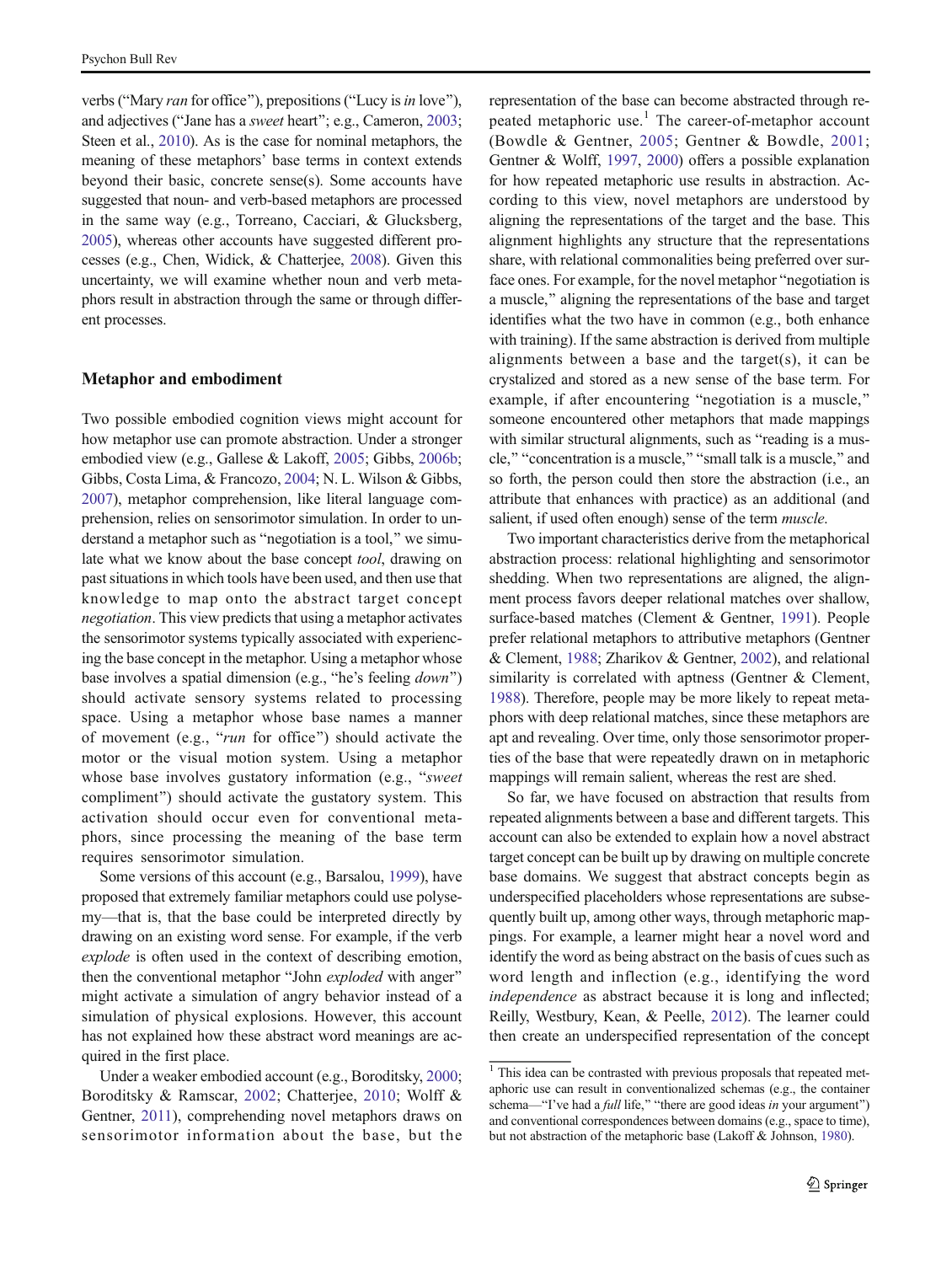verbs ("Mary *ran* for office"), prepositions ("Lucy is *in* love"), and adjectives ("Jane has a *sweet* heart"; e.g., Cameron, 2003; Steen et al., 2010). As is the case for nominal metaphors, the meaning of these metaphors' base terms in context extends beyond their basic, concrete sense(s). Some accounts have suggested that noun- and verb-based metaphors are processed in the same way (e.g., Torreano, Cacciari, & Glucksberg, 2005), whereas other accounts have suggested different processes (e.g., Chen, Widick, & Chatterjee, 2008). Given this uncertainty, we will examine whether noun and verb metaphors result in abstraction through the same or through different processes.

## Metaphor and embodiment

Two possible embodied cognition views might account for how metaphor use can promote abstraction. Under a stronger embodied view (e.g., Gallese & Lakoff, 2005; Gibbs, 2006b; Gibbs, Costa Lima, & Francozo, 2004; N. L. Wilson & Gibbs, 2007), metaphor comprehension, like literal language comprehension, relies on sensorimotor simulation. In order to understand a metaphor such as "negotiation is a tool," we simulate what we know about the base concept *tool*, drawing on past situations in which tools have been used, and then use that knowledge to map onto the abstract target concept *negotiation*. This view predicts that using a metaphor activates the sensorimotor systems typically associated with experiencing the base concept in the metaphor. Using a metaphor whose base involves a spatial dimension (e.g., "he's feeling *down*") should activate sensory systems related to processing space. Using a metaphor whose base names a manner of movement (e.g., "*run* for office") should activate the motor or the visual motion system. Using a metaphor whose base involves gustatory information (e.g., "*sweet* compliment") should activate the gustatory system. This activation should occur even for conventional metaphors, since processing the meaning of the base term requires sensorimotor simulation.

Some versions of this account (e.g., Barsalou, 1999), have proposed that extremely familiar metaphors could use polysemy—that is, that the base could be interpreted directly by drawing on an existing word sense. For example, if the verb *explode* is often used in the context of describing emotion, then the conventional metaphor "John *exploded* with anger" might activate a simulation of angry behavior instead of a simulation of physical explosions. However, this account has not explained how these abstract word meanings are acquired in the first place.

Under a weaker embodied account (e.g., Boroditsky, 2000; Boroditsky & Ramscar, 2002; Chatterjee, 2010; Wolff & Gentner, 2011), comprehending novel metaphors draws on sensorimotor information about the base, but the representation of the base can become abstracted through repeated metaphoric use.[1] The career-of-metaphor account (Bowdle & Gentner, 2005; Gentner & Bowdle, 2001; Gentner & Wolff, 1997, 2000) offers a possible explanation for how repeated metaphoric use results in abstraction. According to this view, novel metaphors are understood by aligning the representations of the target and the base. This alignment highlights any structure that the representations share, with relational commonalities being preferred over surface ones. For example, for the novel metaphor "negotiation is a muscle," aligning the representations of the base and target identifies what the two have in common (e.g., both enhance with training). If the same abstraction is derived from multiple alignments between a base and the target(s), it can be crystalized and stored as a new sense of the base term. For example, if after encountering "negotiation is a muscle," someone encountered other metaphors that made mappings with similar structural alignments, such as "reading is a muscle," "concentration is a muscle," "small talk is a muscle," and so forth, the person could then store the abstraction (i.e., an attribute that enhances with practice) as an additional (and salient, if used often enough) sense of the term *muscle*.

Two important characteristics derive from the metaphorical abstraction process: relational highlighting and sensorimotor shedding. When two representations are aligned, the alignment process favors deeper relational matches over shallow, surface-based matches (Clement & Gentner, 1991). People prefer relational metaphors to attributive metaphors (Gentner & Clement, 1988; Zharikov & Gentner, 2002), and relational similarity is correlated with aptness (Gentner & Clement, 1988). Therefore, people may be more likely to repeat metaphors with deep relational matches, since these metaphors are apt and revealing. Over time, only those sensorimotor properties of the base that were repeatedly drawn on in metaphoric mappings will remain salient, whereas the rest are shed.

So far, we have focused on abstraction that results from repeated alignments between a base and different targets. This account can also be extended to explain how a novel abstract target concept can be built up by drawing on multiple concrete base domains. We suggest that abstract concepts begin as underspecified placeholders whose representations are subsequently built up, among other ways, through metaphoric mappings. For example, a learner might hear a novel word and identify the word as being abstract on the basis of cues such as word length and inflection (e.g., identifying the word *independence* as abstract because it is long and inflected; Reilly, Westbury, Kean, & Peelle, 2012). The learner could then create an underspecified representation of the concept

[1] This idea can be contrasted with previous proposals that repeated metaphoric use can result in conventionalized schemas (e.g., the container schema—"I've had a *full* life," "there are good ideas *in* your argument") and conventional correspondences between domains (e.g., space to time), but not abstraction of the metaphoric base (Lakoff & Johnson, 1980).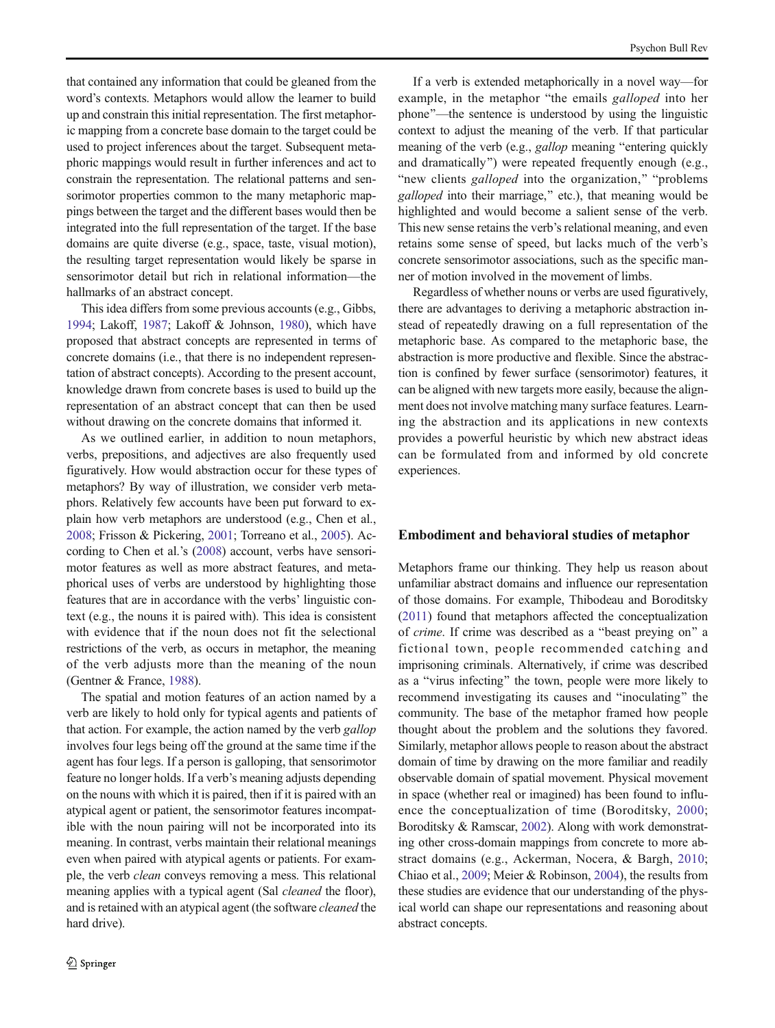that contained any information that could be gleaned from the word's contexts. Metaphors would allow the learner to build up and constrain this initial representation. The first metaphoric mapping from a concrete base domain to the target could be used to project inferences about the target. Subsequent metaphoric mappings would result in further inferences and act to constrain the representation. The relational patterns and sensorimotor properties common to the many metaphoric mappings between the target and the different bases would then be integrated into the full representation of the target. If the base domains are quite diverse (e.g., space, taste, visual motion), the resulting target representation would likely be sparse in sensorimotor detail but rich in relational information—the hallmarks of an abstract concept.

This idea differs from some previous accounts (e.g., Gibbs, 1994; Lakoff, 1987; Lakoff & Johnson, 1980), which have proposed that abstract concepts are represented in terms of concrete domains (i.e., that there is no independent representation of abstract concepts). According to the present account, knowledge drawn from concrete bases is used to build up the representation of an abstract concept that can then be used without drawing on the concrete domains that informed it.

As we outlined earlier, in addition to noun metaphors, verbs, prepositions, and adjectives are also frequently used figuratively. How would abstraction occur for these types of metaphors? By way of illustration, we consider verb metaphors. Relatively few accounts have been put forward to explain how verb metaphors are understood (e.g., Chen et al., 2008; Frisson & Pickering, 2001; Torreano et al., 2005). According to Chen et al.'s (2008) account, verbs have sensorimotor features as well as more abstract features, and metaphorical uses of verbs are understood by highlighting those features that are in accordance with the verbs' linguistic context (e.g., the nouns it is paired with). This idea is consistent with evidence that if the noun does not fit the selectional restrictions of the verb, as occurs in metaphor, the meaning of the verb adjusts more than the meaning of the noun (Gentner & France, 1988).

The spatial and motion features of an action named by a verb are likely to hold only for typical agents and patients of that action. For example, the action named by the verb *gallop* involves four legs being off the ground at the same time if the agent has four legs. If a person is galloping, that sensorimotor feature no longer holds. If a verb's meaning adjusts depending on the nouns with which it is paired, then if it is paired with an atypical agent or patient, the sensorimotor features incompatible with the noun pairing will not be incorporated into its meaning. In contrast, verbs maintain their relational meanings even when paired with atypical agents or patients. For example, the verb *clean* conveys removing a mess. This relational meaning applies with a typical agent (Sal *cleaned* the floor), and is retained with an atypical agent (the software *cleaned* the hard drive).

If a verb is extended metaphorically in a novel way—for example, in the metaphor "the emails *galloped* into her phone"—the sentence is understood by using the linguistic context to adjust the meaning of the verb. If that particular meaning of the verb (e.g., *gallop* meaning "entering quickly and dramatically") were repeated frequently enough (e.g., "new clients *galloped* into the organization," "problems *galloped* into their marriage," etc.), that meaning would be highlighted and would become a salient sense of the verb. This new sense retains the verb's relational meaning, and even retains some sense of speed, but lacks much of the verb's concrete sensorimotor associations, such as the specific manner of motion involved in the movement of limbs.

Regardless of whether nouns or verbs are used figuratively, there are advantages to deriving a metaphoric abstraction instead of repeatedly drawing on a full representation of the metaphoric base. As compared to the metaphoric base, the abstraction is more productive and flexible. Since the abstraction is confined by fewer surface (sensorimotor) features, it can be aligned with new targets more easily, because the alignment does not involve matching many surface features. Learning the abstraction and its applications in new contexts provides a powerful heuristic by which new abstract ideas can be formulated from and informed by old concrete experiences.

## Embodiment and behavioral studies of metaphor

Metaphors frame our thinking. They help us reason about unfamiliar abstract domains and influence our representation of those domains. For example, Thibodeau and Boroditsky (2011) found that metaphors affected the conceptualization of *crime*. If crime was described as a "beast preying on" a fictional town, people recommended catching and imprisoning criminals. Alternatively, if crime was described as a "virus infecting" the town, people were more likely to recommend investigating its causes and "inoculating" the community. The base of the metaphor framed how people thought about the problem and the solutions they favored. Similarly, metaphor allows people to reason about the abstract domain of time by drawing on the more familiar and readily observable domain of spatial movement. Physical movement in space (whether real or imagined) has been found to influence the conceptualization of time (Boroditsky, 2000; Boroditsky & Ramscar, 2002). Along with work demonstrating other cross-domain mappings from concrete to more abstract domains (e.g., Ackerman, Nocera, & Bargh, 2010; Chiao et al., 2009; Meier & Robinson, 2004), the results from these studies are evidence that our understanding of the physical world can shape our representations and reasoning about abstract concepts.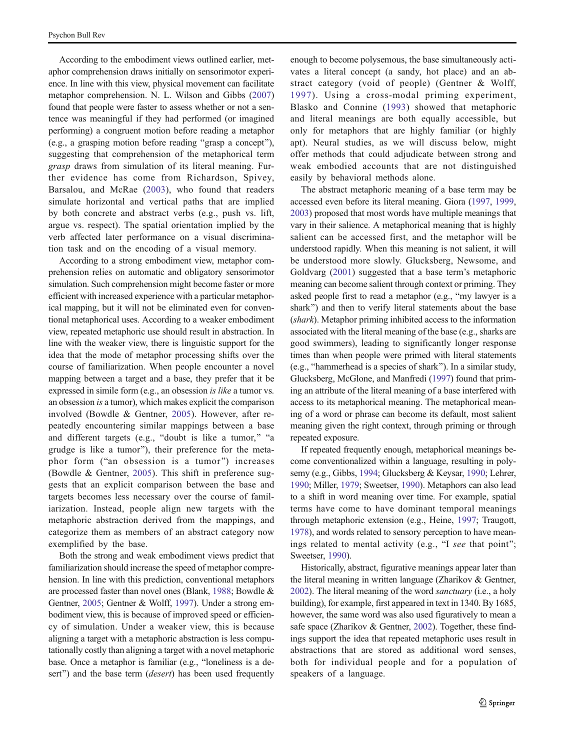According to the embodiment views outlined earlier, metaphor comprehension draws initially on sensorimotor experience. In line with this view, physical movement can facilitate metaphor comprehension. N. L. Wilson and Gibbs (2007) found that people were faster to assess whether or not a sentence was meaningful if they had performed (or imagined performing) a congruent motion before reading a metaphor (e.g., a grasping motion before reading "grasp a concept"), suggesting that comprehension of the metaphorical term *grasp* draws from simulation of its literal meaning. Further evidence has come from Richardson, Spivey, Barsalou, and McRae (2003), who found that readers simulate horizontal and vertical paths that are implied by both concrete and abstract verbs (e.g., push vs. lift, argue vs. respect). The spatial orientation implied by the verb affected later performance on a visual discrimination task and on the encoding of a visual memory.

According to a strong embodiment view, metaphor comprehension relies on automatic and obligatory sensorimotor simulation. Such comprehension might become faster or more efficient with increased experience with a particular metaphorical mapping, but it will not be eliminated even for conventional metaphorical uses. According to a weaker embodiment view, repeated metaphoric use should result in abstraction. In line with the weaker view, there is linguistic support for the idea that the mode of metaphor processing shifts over the course of familiarization. When people encounter a novel mapping between a target and a base, they prefer that it be expressed in simile form (e.g., an obsession *is like* a tumor vs. an obsession *is* a tumor), which makes explicit the comparison involved (Bowdle & Gentner, 2005). However, after repeatedly encountering similar mappings between a base and different targets (e.g., "doubt is like a tumor," "a grudge is like a tumor"), their preference for the metaphor form ("an obsession is a tumor") increases (Bowdle & Gentner, 2005). This shift in preference suggests that an explicit comparison between the base and targets becomes less necessary over the course of familiarization. Instead, people align new targets with the metaphoric abstraction derived from the mappings, and categorize them as members of an abstract category now exemplified by the base.

Both the strong and weak embodiment views predict that familiarization should increase the speed of metaphor comprehension. In line with this prediction, conventional metaphors are processed faster than novel ones (Blank, 1988; Bowdle & Gentner, 2005; Gentner & Wolff, 1997). Under a strong embodiment view, this is because of improved speed or efficiency of simulation. Under a weaker view, this is because aligning a target with a metaphoric abstraction is less computationally costly than aligning a target with a novel metaphoric base. Once a metaphor is familiar (e.g., "loneliness is a desert") and the base term (*desert*) has been used frequently enough to become polysemous, the base simultaneously activates a literal concept (a sandy, hot place) and an abstract category (void of people) (Gentner & Wolff, 1997). Using a cross-modal priming experiment, Blasko and Connine (1993) showed that metaphoric and literal meanings are both equally accessible, but only for metaphors that are highly familiar (or highly apt). Neural studies, as we will discuss below, might offer methods that could adjudicate between strong and weak embodied accounts that are not distinguished easily by behavioral methods alone.

The abstract metaphoric meaning of a base term may be accessed even before its literal meaning. Giora (1997, 1999, 2003) proposed that most words have multiple meanings that vary in their salience. A metaphorical meaning that is highly salient can be accessed first, and the metaphor will be understood rapidly. When this meaning is not salient, it will be understood more slowly. Glucksberg, Newsome, and Goldvarg (2001) suggested that a base term's metaphoric meaning can become salient through context or priming. They asked people first to read a metaphor (e.g., "my lawyer is a shark") and then to verify literal statements about the base (*shark*). Metaphor priming inhibited access to the information associated with the literal meaning of the base (e.g., sharks are good swimmers), leading to significantly longer response times than when people were primed with literal statements (e.g., "hammerhead is a species of shark"). In a similar study, Glucksberg, McGlone, and Manfredi (1997) found that priming an attribute of the literal meaning of a base interfered with access to its metaphorical meaning. The metaphorical meaning of a word or phrase can become its default, most salient meaning given the right context, through priming or through repeated exposure.

If repeated frequently enough, metaphorical meanings become conventionalized within a language, resulting in polysemy (e.g., Gibbs, 1994; Glucksberg & Keysar, 1990; Lehrer, 1990; Miller, 1979; Sweetser, 1990). Metaphors can also lead to a shift in word meaning over time. For example, spatial terms have come to have dominant temporal meanings through metaphoric extension (e.g., Heine, 1997; Traugott, 1978), and words related to sensory perception to have meanings related to mental activity (e.g., "I *see* that point"; Sweetser, 1990).

Historically, abstract, figurative meanings appear later than the literal meaning in written language (Zharikov & Gentner, 2002). The literal meaning of the word *sanctuary* (i.e., a holy building), for example, first appeared in text in 1340. By 1685, however, the same word was also used figuratively to mean a safe space (Zharikov & Gentner, 2002). Together, these findings support the idea that repeated metaphoric uses result in abstractions that are stored as additional word senses, both for individual people and for a population of speakers of a language.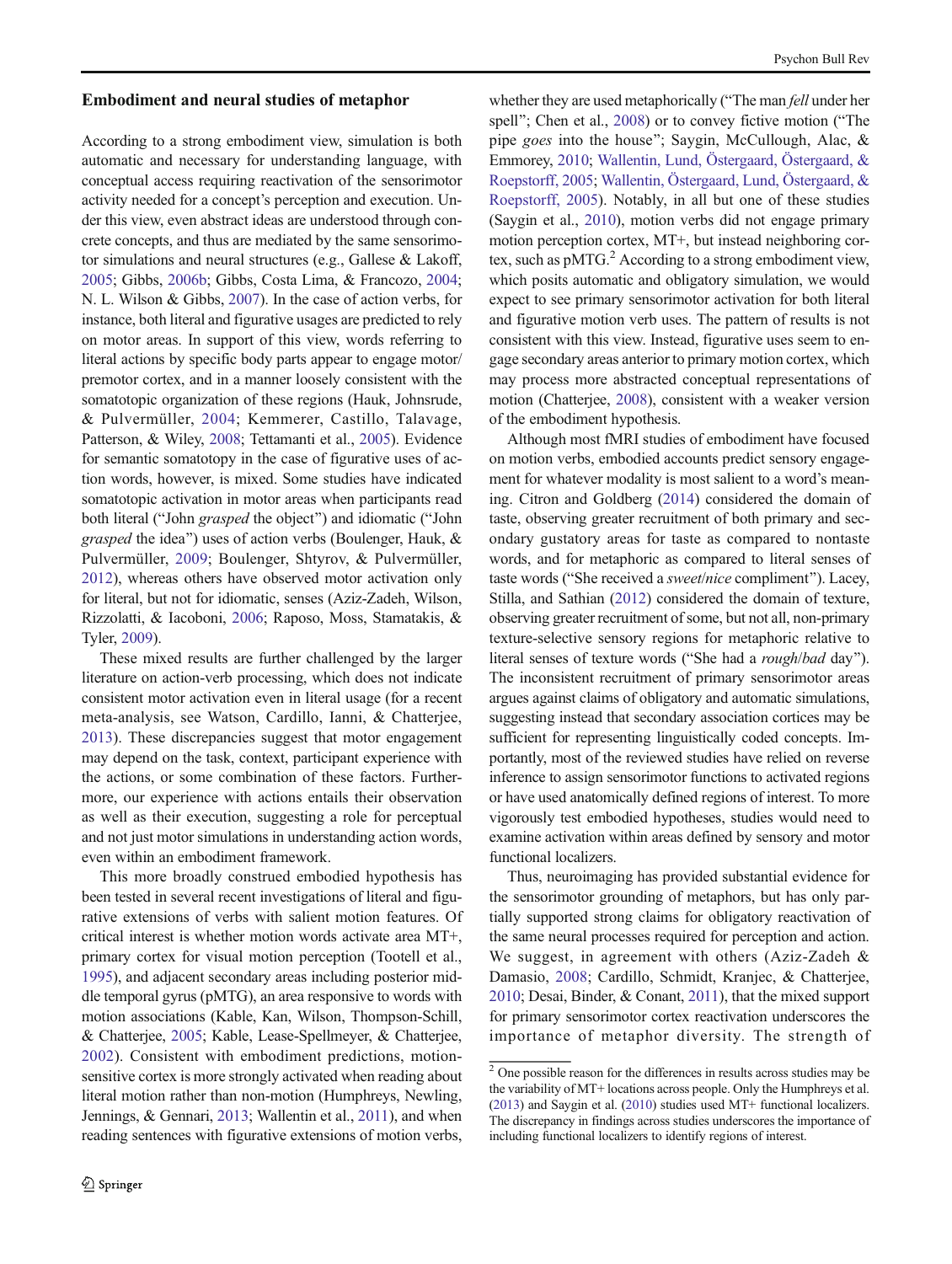### Embodiment and neural studies of metaphor

According to a strong embodiment view, simulation is both automatic and necessary for understanding language, with conceptual access requiring reactivation of the sensorimotor activity needed for a concept's perception and execution. Under this view, even abstract ideas are understood through concrete concepts, and thus are mediated by the same sensorimotor simulations and neural structures (e.g., Gallese & Lakoff, 2005; Gibbs, 2006b; Gibbs, Costa Lima, & Francozo, 2004; N. L. Wilson & Gibbs, 2007). In the case of action verbs, for instance, both literal and figurative usages are predicted to rely on motor areas. In support of this view, words referring to literal actions by specific body parts appear to engage motor/premotor cortex, and in a manner loosely consistent with the somatotopic organization of these regions (Hauk, Johnsrude, & Pulvermüller, 2004; Kemmerer, Castillo, Talavage, Patterson, & Wiley, 2008; Tettamanti et al., 2005). Evidence for semantic somatotopy in the case of figurative uses of action words, however, is mixed. Some studies have indicated somatotopic activation in motor areas when participants read both literal ("John *grasped* the object") and idiomatic ("John *grasped* the idea") uses of action verbs (Boulenger, Hauk, & Pulvermüller, 2009; Boulenger, Shtyrov, & Pulvermüller, 2012), whereas others have observed motor activation only for literal, but not for idiomatic, senses (Aziz-Zadeh, Wilson, Rizzolatti, & Iacoboni, 2006; Raposo, Moss, Stamatakis, & Tyler, 2009).

These mixed results are further challenged by the larger literature on action-verb processing, which does not indicate consistent motor activation even in literal usage (for a recent meta-analysis, see Watson, Cardillo, Ianni, & Chatterjee, 2013). These discrepancies suggest that motor engagement may depend on the task, context, participant experience with the actions, or some combination of these factors. Furthermore, our experience with actions entails their observation as well as their execution, suggesting a role for perceptual and not just motor simulations in understanding action words, even within an embodiment framework.

This more broadly construed embodied hypothesis has been tested in several recent investigations of literal and figurative extensions of verbs with salient motion features. Of critical interest is whether motion words activate area MT+, primary cortex for visual motion perception (Tootell et al., 1995), and adjacent secondary areas including posterior middle temporal gyrus (pMTG), an area responsive to words with motion associations (Kable, Kan, Wilson, Thompson-Schill, & Chatterjee, 2005; Kable, Lease-Spellmeyer, & Chatterjee, 2002). Consistent with embodiment predictions, motion-sensitive cortex is more strongly activated when reading about literal motion rather than non-motion (Humphreys, Newling, Jennings, & Gennari, 2013; Wallentin et al., 2011), and when reading sentences with figurative extensions of motion verbs, whether they are used metaphorically ("The man *fell* under her spell"; Chen et al., 2008) or to convey fictive motion ("The pipe *goes* into the house"; Saygin, McCullough, Alac, & Emmorey, 2010; Wallentin, Lund, Östergaard, Östergaard, & Roepstorff, 2005; Wallentin, Östergaard, Lund, Östergaard, & Roepstorff, 2005). Notably, in all but one of these studies (Saygin et al., 2010), motion verbs did not engage primary motion perception cortex, MT+, but instead neighboring cortex, such as pMTG.[2] According to a strong embodiment view, which posits automatic and obligatory simulation, we would expect to see primary sensorimotor activation for both literal and figurative motion verb uses. The pattern of results is not consistent with this view. Instead, figurative uses seem to engage secondary areas anterior to primary motion cortex, which may process more abstracted conceptual representations of motion (Chatterjee, 2008), consistent with a weaker version of the embodiment hypothesis.

Although most fMRI studies of embodiment have focused on motion verbs, embodied accounts predict sensory engagement for whatever modality is most salient to a word's meaning. Citron and Goldberg (2014) considered the domain of taste, observing greater recruitment of both primary and secondary gustatory areas for taste as compared to nontaste words, and for metaphoric as compared to literal senses of taste words ("She received a *sweet*/*nice* compliment"). Lacey, Stilla, and Sathian (2012) considered the domain of texture, observing greater recruitment of some, but not all, non-primary texture-selective sensory regions for metaphoric relative to literal senses of texture words ("She had a *rough*/*bad* day"). The inconsistent recruitment of primary sensorimotor areas argues against claims of obligatory and automatic simulations, suggesting instead that secondary association cortices may be sufficient for representing linguistically coded concepts. Importantly, most of the reviewed studies have relied on reverse inference to assign sensorimotor functions to activated regions or have used anatomically defined regions of interest. To more vigorously test embodied hypotheses, studies would need to examine activation within areas defined by sensory and motor functional localizers.

Thus, neuroimaging has provided substantial evidence for the sensorimotor grounding of metaphors, but has only partially supported strong claims for obligatory reactivation of the same neural processes required for perception and action. We suggest, in agreement with others (Aziz-Zadeh & Damasio, 2008; Cardillo, Schmidt, Kranjec, & Chatterjee, 2010; Desai, Binder, & Conant, 2011), that the mixed support for primary sensorimotor cortex reactivation underscores the importance of metaphor diversity. The strength of

[2] One possible reason for the differences in results across studies may be the variability of MT+ locations across people. Only the Humphreys et al. (2013) and Saygin et al. (2010) studies used MT+ functional localizers. The discrepancy in findings across studies underscores the importance of including functional localizers to identify regions of interest.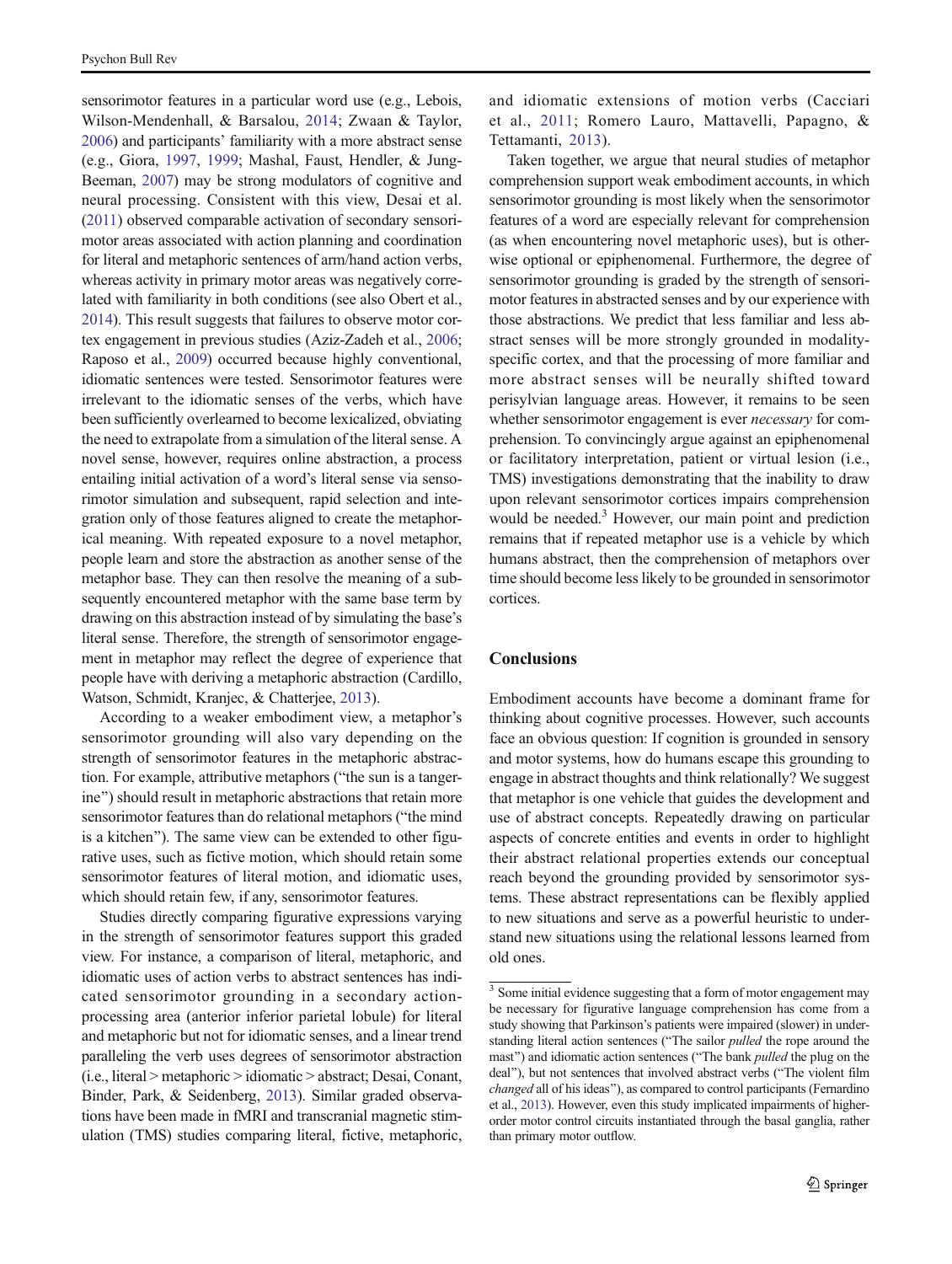sensorimotor features in a particular word use (e.g., Lebois, Wilson-Mendenhall, & Barsalou, 2014; Zwaan & Taylor, 2006) and participants' familiarity with a more abstract sense (e.g., Giora, 1997, 1999; Mashal, Faust, Hendler, & Jung-Beeman, 2007) may be strong modulators of cognitive and neural processing. Consistent with this view, Desai et al. (2011) observed comparable activation of secondary sensorimotor areas associated with action planning and coordination for literal and metaphoric sentences of arm/hand action verbs, whereas activity in primary motor areas was negatively correlated with familiarity in both conditions (see also Obert et al., 2014). This result suggests that failures to observe motor cortex engagement in previous studies (Aziz-Zadeh et al., 2006; Raposo et al., 2009) occurred because highly conventional, idiomatic sentences were tested. Sensorimotor features were irrelevant to the idiomatic senses of the verbs, which have been sufficiently overlearned to become lexicalized, obviating the need to extrapolate from a simulation of the literal sense. A novel sense, however, requires online abstraction, a process entailing initial activation of a word's literal sense via sensorimotor simulation and subsequent, rapid selection and integration only of those features aligned to create the metaphorical meaning. With repeated exposure to a novel metaphor, people learn and store the abstraction as another sense of the metaphor base. They can then resolve the meaning of a subsequently encountered metaphor with the same base term by drawing on this abstraction instead of by simulating the base's literal sense. Therefore, the strength of sensorimotor engagement in metaphor may reflect the degree of experience that people have with deriving a metaphoric abstraction (Cardillo, Watson, Schmidt, Kranjec, & Chatterjee, 2013).

According to a weaker embodiment view, a metaphor's sensorimotor grounding will also vary depending on the strength of sensorimotor features in the metaphoric abstraction. For example, attributive metaphors ("the sun is a tangerine") should result in metaphoric abstractions that retain more sensorimotor features than do relational metaphors ("the mind is a kitchen"). The same view can be extended to other figurative uses, such as fictive motion, which should retain some sensorimotor features of literal motion, and idiomatic uses, which should retain few, if any, sensorimotor features.

Studies directly comparing figurative expressions varying in the strength of sensorimotor features support this graded view. For instance, a comparison of literal, metaphoric, and idiomatic uses of action verbs to abstract sentences has indicated sensorimotor grounding in a secondary action-processing area (anterior inferior parietal lobule) for literal and metaphoric but not for idiomatic senses, and a linear trend paralleling the verb uses degrees of sensorimotor abstraction (i.e., literal > metaphoric > idiomatic > abstract; Desai, Conant, Binder, Park, & Seidenberg, 2013). Similar graded observations have been made in fMRI and transcranial magnetic stimulation (TMS) studies comparing literal, fictive, metaphoric, and idiomatic extensions of motion verbs (Cacciari et al., 2011; Romero Lauro, Mattavelli, Papagno, & Tettamanti, 2013).

Taken together, we argue that neural studies of metaphor comprehension support weak embodiment accounts, in which sensorimotor grounding is most likely when the sensorimotor features of a word are especially relevant for comprehension (as when encountering novel metaphoric uses), but is otherwise optional or epiphenomenal. Furthermore, the degree of sensorimotor grounding is graded by the strength of sensorimotor features in abstracted senses and by our experience with those abstractions. We predict that less familiar and less abstract senses will be more strongly grounded in modality-specific cortex, and that the processing of more familiar and more abstract senses will be neurally shifted toward perisylvian language areas. However, it remains to be seen whether sensorimotor engagement is ever *necessary* for comprehension. To convincingly argue against an epiphenomenal or facilitatory interpretation, patient or virtual lesion (i.e., TMS) investigations demonstrating that the inability to draw upon relevant sensorimotor cortices impairs comprehension would be needed.[3] However, our main point and prediction remains that if repeated metaphor use is a vehicle by which humans abstract, then the comprehension of metaphors over time should become less likely to be grounded in sensorimotor cortices.

## Conclusions

Embodiment accounts have become a dominant frame for thinking about cognitive processes. However, such accounts face an obvious question: If cognition is grounded in sensory and motor systems, how do humans escape this grounding to engage in abstract thoughts and think relationally? We suggest that metaphor is one vehicle that guides the development and use of abstract concepts. Repeatedly drawing on particular aspects of concrete entities and events in order to highlight their abstract relational properties extends our conceptual reach beyond the grounding provided by sensorimotor systems. These abstract representations can be flexibly applied to new situations and serve as a powerful heuristic to understand new situations using the relational lessons learned from old ones.

[3] Some initial evidence suggesting that a form of motor engagement may be necessary for figurative language comprehension has come from a study showing that Parkinson's patients were impaired (slower) in understanding literal action sentences ("The sailor *pulled* the rope around the mast") and idiomatic action sentences ("The bank *pulled* the plug on the deal"), but not sentences that involved abstract verbs ("The violent film *changed* all of his ideas"), as compared to control participants (Fernardino et al., 2013). However, even this study implicated impairments of higher-order motor control circuits instantiated through the basal ganglia, rather than primary motor outflow.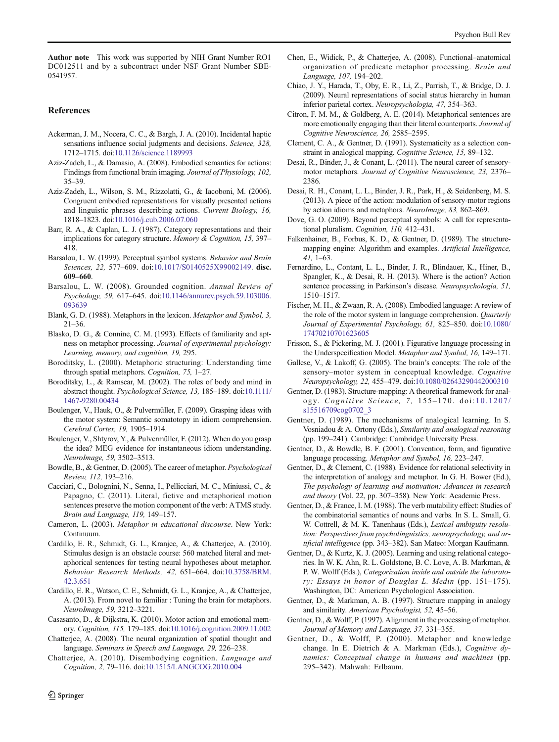**Author note** This work was supported by NIH Grant Number RO1 DC012511 and by a subcontract under NSF Grant Number SBE-0541957.

## References

Ackerman, J. M., Nocera, C. C., & Bargh, J. A. (2010). Incidental haptic sensations influence social judgments and decisions. *Science, 328,* 1712–1715. doi:10.1126/science.1189993

Aziz-Zadeh, L., & Damasio, A. (2008). Embodied semantics for actions: Findings from functional brain imaging. *Journal of Physiology, 102,* 35–39.

Aziz-Zadeh, L., Wilson, S. M., Rizzolatti, G., & Iacoboni, M. (2006). Congruent embodied representations for visually presented actions and linguistic phrases describing actions. *Current Biology, 16,* 1818–1823. doi:10.1016/j.cub.2006.07.060

Barr, R. A., & Caplan, L. J. (1987). Category representations and their implications for category structure. *Memory & Cognition, 15,* 397–418.

Barsalou, L. W. (1999). Perceptual symbol systems. *Behavior and Brain Sciences, 22,* 577–609. doi:10.1017/S0140525X99002149. **disc. 609–660**.

Barsalou, L. W. (2008). Grounded cognition. *Annual Review of Psychology, 59,* 617–645. doi:10.1146/annurev.psych.59.103006.093639

Blank, G. D. (1988). Metaphors in the lexicon. *Metaphor and Symbol, 3,* 21–36.

Blasko, D. G., & Connine, C. M. (1993). Effects of familiarity and aptness on metaphor processing. *Journal of experimental psychology: Learning, memory, and cognition, 19,* 295.

Boroditsky, L. (2000). Metaphoric structuring: Understanding time through spatial metaphors. *Cognition, 75,* 1–27.

Boroditsky, L., & Ramscar, M. (2002). The roles of body and mind in abstract thought. *Psychological Science, 13,* 185–189. doi:10.1111/1467-9280.00434

Boulenger, V., Hauk, O., & Pulvermüller, F. (2009). Grasping ideas with the motor system: Semantic somatotopy in idiom comprehension. *Cerebral Cortex, 19,* 1905–1914.

Boulenger, V., Shtyrov, Y., & Pulvermüller, F. (2012). When do you grasp the idea? MEG evidence for instantaneous idiom understanding. *NeuroImage, 59,* 3502–3513.

Bowdle, B., & Gentner, D. (2005). The career of metaphor. *Psychological Review, 112,* 193–216.

Cacciari, C., Bolognini, N., Senna, I., Pellicciari, M. C., Miniussi, C., & Papagno, C. (2011). Literal, fictive and metaphorical motion sentences preserve the motion component of the verb: A TMS study. *Brain and Language, 119,* 149–157.

Cameron, L. (2003). *Metaphor in educational discourse*. New York: Continuum.

Cardillo, E. R., Schmidt, G. L., Kranjec, A., & Chatterjee, A. (2010). Stimulus design is an obstacle course: 560 matched literal and metaphorical sentences for testing neural hypotheses about metaphor. *Behavior Research Methods, 42,* 651–664. doi:10.3758/BRM.42.3.651

Cardillo, E. R., Watson, C. E., Schmidt, G. L., Kranjec, A., & Chatterjee, A. (2013). From novel to familiar : Tuning the brain for metaphors. *NeuroImage, 59,* 3212–3221.

Casasanto, D., & Dijkstra, K. (2010). Motor action and emotional memory. *Cognition, 115,* 179–185. doi:10.1016/j.cognition.2009.11.002

Chatterjee, A. (2008). The neural organization of spatial thought and language. *Seminars in Speech and Language, 29,* 226–238.

Chatterjee, A. (2010). Disembodying cognition. *Language and Cognition, 2,* 79–116. doi:10.1515/LANGCOG.2010.004

Chen, E., Widick, P., & Chatterjee, A. (2008). Functional–anatomical organization of predicate metaphor processing. *Brain and Language, 107,* 194–202.

Chiao, J. Y., Harada, T., Oby, E. R., Li, Z., Parrish, T., & Bridge, D. J. (2009). Neural representations of social status hierarchy in human inferior parietal cortex. *Neuropsychologia, 47,* 354–363.

Citron, F. M. M., & Goldberg, A. E. (2014). Metaphorical sentences are more emotionally engaging than their literal counterparts. *Journal of Cognitive Neuroscience, 26,* 2585–2595.

Clement, C. A., & Gentner, D. (1991). Systematicity as a selection constraint in analogical mapping. *Cognitive Science, 15,* 89–132.

Desai, R., Binder, J., & Conant, L. (2011). The neural career of sensory-motor metaphors. *Journal of Cognitive Neuroscience, 23,* 2376–2386.

Desai, R. H., Conant, L. L., Binder, J. R., Park, H., & Seidenberg, M. S. (2013). A piece of the action: modulation of sensory-motor regions by action idioms and metaphors. *NeuroImage, 83,* 862–869.

Dove, G. O. (2009). Beyond perceptual symbols: A call for representational pluralism. *Cognition, 110,* 412–431.

Falkenhainer, B., Forbus, K. D., & Gentner, D. (1989). The structure-mapping engine: Algorithm and examples. *Artificial Intelligence, 41,* 1–63.

Fernardino, L., Contant, L. L., Binder, J. R., Blindauer, K., Hiner, B., Spangler, K., & Desai, R. H. (2013). Where is the action? Action sentence processing in Parkinson's disease. *Neuropsychologia, 51,* 1510–1517.

Fischer, M. H., & Zwaan, R. A. (2008). Embodied language: A review of the role of the motor system in language comprehension. *Quarterly Journal of Experimental Psychology, 61,* 825–850. doi:10.1080/17470210701623605

Frisson, S., & Pickering, M. J. (2001). Figurative language processing in the Underspecification Model. *Metaphor and Symbol, 16,* 149–171.

Gallese, V., & Lakoff, G. (2005). The brain's concepts: The role of the sensory–motor system in conceptual knowledge. *Cognitive Neuropsychology, 22,* 455–479. doi:10.1080/02643290442000310

Gentner, D. (1983). Structure-mapping: A theoretical framework for analogy. *Cognitive Science, 7,* 155–170. doi:10.1207/s15516709cog0702_3

Gentner, D. (1989). The mechanisms of analogical learning. In S. Vosniadou & A. Ortony (Eds.), *Similarity and analogical reasoning* (pp. 199–241). Cambridge: Cambridge University Press.

Gentner, D., & Bowdle, B. F. (2001). Convention, form, and figurative language processing. *Metaphor and Symbol, 16,* 223–247.

Gentner, D., & Clement, C. (1988). Evidence for relational selectivity in the interpretation of analogy and metaphor. In G. H. Bower (Ed.), *The psychology of learning and motivation: Advances in research and theory* (Vol. 22, pp. 307–358). New York: Academic Press.

Gentner, D., & France, I. M. (1988). The verb mutability effect: Studies of the combinatorial semantics of nouns and verbs. In S. L. Small, G. W. Cottrell, & M. K. Tanenhaus (Eds.), *Lexical ambiguity resolution: Perspectives from psycholinguistics, neuropsychology, and artificial intelligence* (pp. 343–382). San Mateo: Morgan Kaufmann.

Gentner, D., & Kurtz, K. J. (2005). Learning and using relational categories. In W. K. Ahn, R. L. Goldstone, B. C. Love, A. B. Markman, & P. W. Wolff (Eds.), *Categorization inside and outside the laboratory: Essays in honor of Douglas L. Medin* (pp. 151–175). Washington, DC: American Psychological Association.

Gentner, D., & Markman, A. B. (1997). Structure mapping in analogy and similarity. *American Psychologist, 52,* 45–56.

Gentner, D., & Wolff, P. (1997). Alignment in the processing of metaphor. *Journal of Memory and Language, 37,* 331–355.

Gentner, D., & Wolff, P. (2000). Metaphor and knowledge change. In E. Dietrich & A. Markman (Eds.), *Cognitive dynamics: Conceptual change in humans and machines* (pp. 295–342). Mahwah: Erlbaum.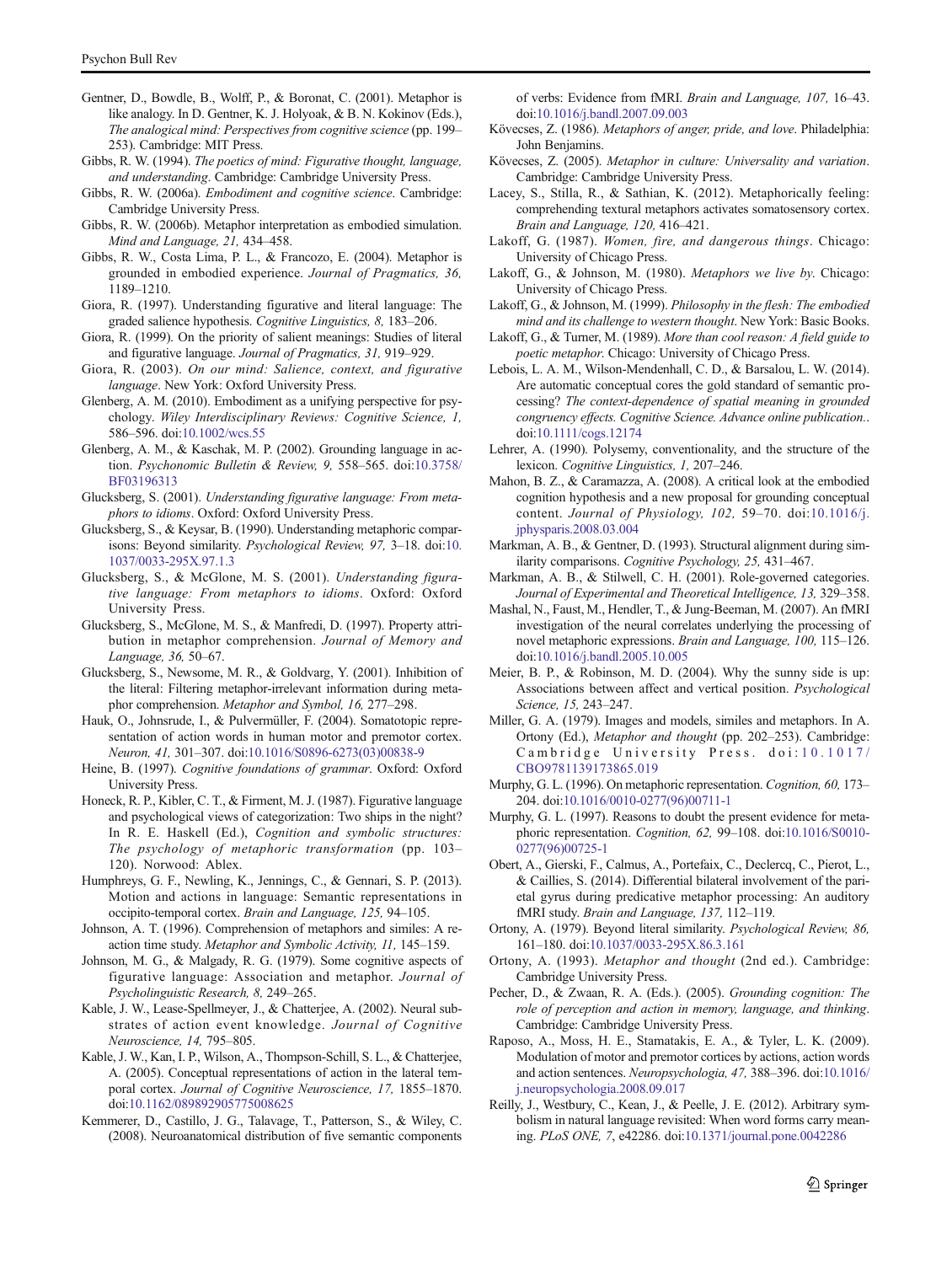Gentner, D., Bowdle, B., Wolff, P., & Boronat, C. (2001). Metaphor is like analogy. In D. Gentner, K. J. Holyoak, & B. N. Kokinov (Eds.), *The analogical mind: Perspectives from cognitive science* (pp. 199–253). Cambridge: MIT Press.

Gibbs, R. W. (1994). *The poetics of mind: Figurative thought, language, and understanding*. Cambridge: Cambridge University Press.

Gibbs, R. W. (2006a). *Embodiment and cognitive science*. Cambridge: Cambridge University Press.

Gibbs, R. W. (2006b). Metaphor interpretation as embodied simulation. *Mind and Language, 21,* 434–458.

Gibbs, R. W., Costa Lima, P. L., & Francozo, E. (2004). Metaphor is grounded in embodied experience. *Journal of Pragmatics, 36,* 1189–1210.

Giora, R. (1997). Understanding figurative and literal language: The graded salience hypothesis. *Cognitive Linguistics, 8,* 183–206.

Giora, R. (1999). On the priority of salient meanings: Studies of literal and figurative language. *Journal of Pragmatics, 31,* 919–929.

Giora, R. (2003). *On our mind: Salience, context, and figurative language*. New York: Oxford University Press.

Glenberg, A. M. (2010). Embodiment as a unifying perspective for psychology. *Wiley Interdisciplinary Reviews: Cognitive Science, 1,* 586–596. doi:10.1002/wcs.55

Glenberg, A. M., & Kaschak, M. P. (2002). Grounding language in action. *Psychonomic Bulletin & Review, 9,* 558–565. doi:10.3758/BF03196313

Glucksberg, S. (2001). *Understanding figurative language: From metaphors to idioms*. Oxford: Oxford University Press.

Glucksberg, S., & Keysar, B. (1990). Understanding metaphoric comparisons: Beyond similarity. *Psychological Review, 97,* 3–18. doi:10.1037/0033-295X.97.1.3

Glucksberg, S., & McGlone, M. S. (2001). *Understanding figurative language: From metaphors to idioms*. Oxford: Oxford University Press.

Glucksberg, S., McGlone, M. S., & Manfredi, D. (1997). Property attribution in metaphor comprehension. *Journal of Memory and Language, 36,* 50–67.

Glucksberg, S., Newsome, M. R., & Goldvarg, Y. (2001). Inhibition of the literal: Filtering metaphor-irrelevant information during metaphor comprehension. *Metaphor and Symbol, 16,* 277–298.

Hauk, O., Johnsrude, I., & Pulvermüller, F. (2004). Somatotopic representation of action words in human motor and premotor cortex. *Neuron, 41,* 301–307. doi:10.1016/S0896-6273(03)00838-9

Heine, B. (1997). *Cognitive foundations of grammar*. Oxford: Oxford University Press.

Honeck, R. P., Kibler, C. T., & Firment, M. J. (1987). Figurative language and psychological views of categorization: Two ships in the night? In R. E. Haskell (Ed.), *Cognition and symbolic structures: The psychology of metaphoric transformation* (pp. 103–120). Norwood: Ablex.

Humphreys, G. F., Newling, K., Jennings, C., & Gennari, S. P. (2013). Motion and actions in language: Semantic representations in occipito-temporal cortex. *Brain and Language, 125,* 94–105.

Johnson, A. T. (1996). Comprehension of metaphors and similes: A reaction time study. *Metaphor and Symbolic Activity, 11,* 145–159.

Johnson, M. G., & Malgady, R. G. (1979). Some cognitive aspects of figurative language: Association and metaphor. *Journal of Psycholinguistic Research, 8,* 249–265.

Kable, J. W., Lease-Spellmeyer, J., & Chatterjee, A. (2002). Neural substrates of action event knowledge. *Journal of Cognitive Neuroscience, 14,* 795–805.

Kable, J. W., Kan, I. P., Wilson, A., Thompson-Schill, S. L., & Chatterjee, A. (2005). Conceptual representations of action in the lateral temporal cortex. *Journal of Cognitive Neuroscience, 17,* 1855–1870. doi:10.1162/089892905775008625

Kemmerer, D., Castillo, J. G., Talavage, T., Patterson, S., & Wiley, C. (2008). Neuroanatomical distribution of five semantic components of verbs: Evidence from fMRI. *Brain and Language, 107,* 16–43. doi:10.1016/j.bandl.2007.09.003

Kövecses, Z. (1986). *Metaphors of anger, pride, and love*. Philadelphia: John Benjamins.

Kövecses, Z. (2005). *Metaphor in culture: Universality and variation*. Cambridge: Cambridge University Press.

Lacey, S., Stilla, R., & Sathian, K. (2012). Metaphorically feeling: comprehending textural metaphors activates somatosensory cortex. *Brain and Language, 120,* 416–421.

Lakoff, G. (1987). *Women, fire, and dangerous things*. Chicago: University of Chicago Press.

Lakoff, G., & Johnson, M. (1980). *Metaphors we live by*. Chicago: University of Chicago Press.

Lakoff, G., & Johnson, M. (1999). *Philosophy in the flesh: The embodied mind and its challenge to western thought*. New York: Basic Books.

Lakoff, G., & Turner, M. (1989). *More than cool reason: A field guide to poetic metaphor*. Chicago: University of Chicago Press.

Lebois, L. A. M., Wilson-Mendenhall, C. D., & Barsalou, L. W. (2014). Are automatic conceptual cores the gold standard of semantic processing? *The context-dependence of spatial meaning in grounded congruency effects. Cognitive Science. Advance online publication.*. doi:10.1111/cogs.12174

Lehrer, A. (1990). Polysemy, conventionality, and the structure of the lexicon. *Cognitive Linguistics, 1,* 207–246.

Mahon, B. Z., & Caramazza, A. (2008). A critical look at the embodied cognition hypothesis and a new proposal for grounding conceptual content. *Journal of Physiology, 102,* 59–70. doi:10.1016/j.jphysparis.2008.03.004

Markman, A. B., & Gentner, D. (1993). Structural alignment during similarity comparisons. *Cognitive Psychology, 25,* 431–467.

Markman, A. B., & Stilwell, C. H. (2001). Role-governed categories. *Journal of Experimental and Theoretical Intelligence, 13,* 329–358.

Mashal, N., Faust, M., Hendler, T., & Jung-Beeman, M. (2007). An fMRI investigation of the neural correlates underlying the processing of novel metaphoric expressions. *Brain and Language, 100,* 115–126. doi:10.1016/j.bandl.2005.10.005

Meier, B. P., & Robinson, M. D. (2004). Why the sunny side is up: Associations between affect and vertical position. *Psychological Science, 15,* 243–247.

Miller, G. A. (1979). Images and models, similes and metaphors. In A. Ortony (Ed.), *Metaphor and thought* (pp. 202–253). Cambridge: Cambridge University Press. doi:10.1017/CBO9781139173865.019

Murphy, G. L. (1996). On metaphoric representation. *Cognition, 60,* 173–204. doi:10.1016/0010-0277(96)00711-1

Murphy, G. L. (1997). Reasons to doubt the present evidence for metaphoric representation. *Cognition, 62,* 99–108. doi:10.1016/S0010-0277(96)00725-1

Obert, A., Gierski, F., Calmus, A., Portefaix, C., Declercq, C., Pierot, L., & Caillies, S. (2014). Differential bilateral involvement of the parietal gyrus during predicative metaphor processing: An auditory fMRI study. *Brain and Language, 137,* 112–119.

Ortony, A. (1979). Beyond literal similarity. *Psychological Review, 86,* 161–180. doi:10.1037/0033-295X.86.3.161

Ortony, A. (1993). *Metaphor and thought* (2nd ed.). Cambridge: Cambridge University Press.

Pecher, D., & Zwaan, R. A. (Eds.). (2005). *Grounding cognition: The role of perception and action in memory, language, and thinking*. Cambridge: Cambridge University Press.

Raposo, A., Moss, H. E., Stamatakis, E. A., & Tyler, L. K. (2009). Modulation of motor and premotor cortices by actions, action words and action sentences. *Neuropsychologia, 47,* 388–396. doi:10.1016/j.neuropsychologia.2008.09.017

Reilly, J., Westbury, C., Kean, J., & Peelle, J. E. (2012). Arbitrary symbolism in natural language revisited: When word forms carry meaning. *PLoS ONE, 7,* e42286. doi:10.1371/journal.pone.0042286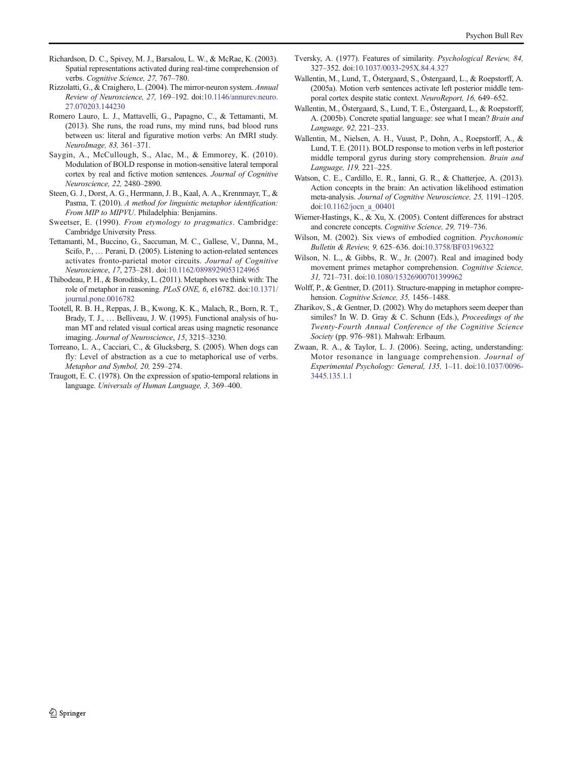Richardson, D. C., Spivey, M. J., Barsalou, L. W., & McRae, K. (2003). Spatial representations activated during real-time comprehension of verbs. *Cognitive Science, 27,* 767–780.

Rizzolatti, G., & Craighero, L. (2004). The mirror-neuron system. *Annual Review of Neuroscience, 27,* 169–192. doi:10.1146/annurev.neuro.27.070203.144230

Romero Lauro, L. J., Mattavelli, G., Papagno, C., & Tettamanti, M. (2013). She runs, the road runs, my mind runs, bad blood runs between us: literal and figurative motion verbs: An fMRI study. *NeuroImage, 83,* 361–371.

Saygin, A., McCullough, S., Alac, M., & Emmorey, K. (2010). Modulation of BOLD response in motion-sensitive lateral temporal cortex by real and fictive motion sentences. *Journal of Cognitive Neuroscience, 22,* 2480–2890.

Steen, G. J., Dorst, A. G., Herrmann, J. B., Kaal, A. A., Krennmayr, T., & Pasma, T. (2010). *A method for linguistic metaphor identification: From MIP to MIPVU*. Philadelphia: Benjamins.

Sweetser, E. (1990). *From etymology to pragmatics*. Cambridge: Cambridge University Press.

Tettamanti, M., Buccino, G., Saccuman, M. C., Gallese, V., Danna, M., Scifo, P., … Perani, D. (2005). Listening to action-related sentences activates fronto-parietal motor circuits. *Journal of Cognitive Neuroscience*, *17*, 273–281. doi:10.1162/0898929053124965

Thibodeau, P. H., & Boroditsky, L. (2011). Metaphors we think with: The role of metaphor in reasoning. *PLoS ONE, 6*, e16782. doi:10.1371/journal.pone.0016782

Tootell, R. B. H., Reppas, J. B., Kwong, K. K., Malach, R., Born, R. T., Brady, T. J., … Belliveau, J. W. (1995). Functional analysis of human MT and related visual cortical areas using magnetic resonance imaging. *Journal of Neuroscience*, *15*, 3215–3230.

Torreano, L. A., Cacciari, C., & Glucksberg, S. (2005). When dogs can fly: Level of abstraction as a cue to metaphorical use of verbs. *Metaphor and Symbol, 20,* 259–274.

Traugott, E. C. (1978). On the expression of spatio-temporal relations in language. *Universals of Human Language, 3,* 369–400.

Tversky, A. (1977). Features of similarity. *Psychological Review, 84,* 327–352. doi:10.1037/0033-295X.84.4.327

Wallentin, M., Lund, T., Östergaard, S., Östergaard, L., & Roepstorff, A. (2005a). Motion verb sentences activate left posterior middle temporal cortex despite static context. *NeuroReport, 16,* 649–652.

Wallentin, M., Östergaard, S., Lund, T. E., Östergaard, L., & Roepstorff, A. (2005b). Concrete spatial language: see what I mean? *Brain and Language, 92,* 221–233.

Wallentin, M., Nielsen, A. H., Vuust, P., Dohn, A., Roepstorff, A., & Lund, T. E. (2011). BOLD response to motion verbs in left posterior middle temporal gyrus during story comprehension. *Brain and Language, 119,* 221–225.

Watson, C. E., Cardillo, E. R., Ianni, G. R., & Chatterjee, A. (2013). Action concepts in the brain: An activation likelihood estimation meta-analysis. *Journal of Cognitive Neuroscience, 25,* 1191–1205. doi:10.1162/jocn_a_00401

Wiemer-Hastings, K., & Xu, X. (2005). Content differences for abstract and concrete concepts. *Cognitive Science, 29,* 719–736.

Wilson, M. (2002). Six views of embodied cognition. *Psychonomic Bulletin & Review, 9,* 625–636. doi:10.3758/BF03196322

Wilson, N. L., & Gibbs, R. W., Jr. (2007). Real and imagined body movement primes metaphor comprehension. *Cognitive Science, 31,* 721–731. doi:10.1080/15326900701399962

Wolff, P., & Gentner, D. (2011). Structure-mapping in metaphor comprehension. *Cognitive Science, 35,* 1456–1488.

Zharikov, S., & Gentner, D. (2002). Why do metaphors seem deeper than similes? In W. D. Gray & C. Schunn (Eds.), *Proceedings of the Twenty-Fourth Annual Conference of the Cognitive Science Society* (pp. 976–981). Mahwah: Erlbaum.

Zwaan, R. A., & Taylor, L. J. (2006). Seeing, acting, understanding: Motor resonance in language comprehension. *Journal of Experimental Psychology: General, 135,* 1–11. doi:10.1037/0096-3445.135.1.1